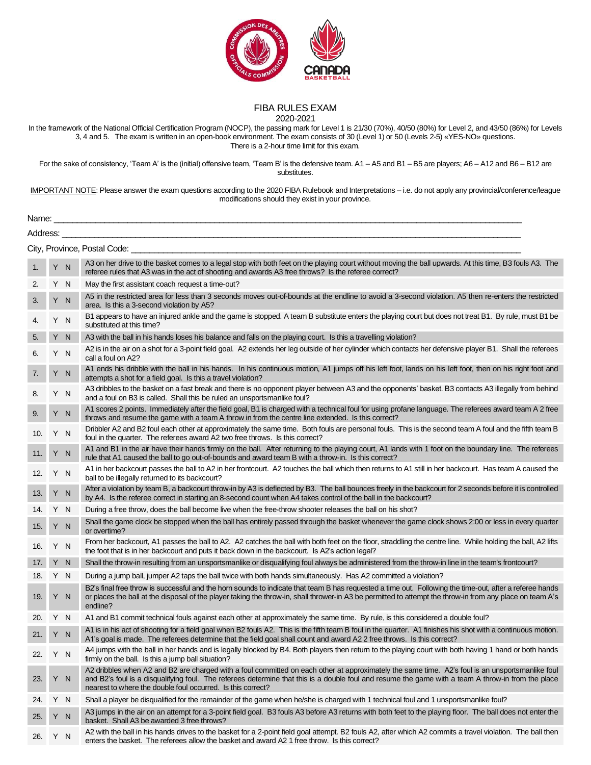# FIBA RULES EXAM

2020-2021

In the framework of the National Official Certification Program (NOCP), the passing mark for Level 1 is 21/30 (70%), 40/50 (80%) for Level 2, and 43/50 (86%) for Levels 3, 4 and 5. The exam is written in an open-book environment. The exam consists of 30 (Level 1) or 50 (Levels 2-5) «YES-NO» questions. There is a 2-hour time limit for this exam.

For the sake of consistency, 'Team A' is the (initial) offensive team, 'Team B' is the defensive team. A1 – A5 and B1 – B5 are players; A6 – A12 and B6 – B12 are substitutes.

IMPORTANT NOTE: Please answer the exam questions according to the 2020 FIBA Rulebook and Interpretations – i.e. do not apply any provincial/conference/league modifications should they exist in your province.

Name: ___________________________________________

Address: ___________________________________________

City, Province, Postal Code: ___________________________________________

| # | Y N | Question |
|---|---|---|
| 1. | Y N | A3 on her drive to the basket comes to a legal stop with both feet on the playing court without moving the ball upwards. At this time, B3 fouls A3. The referee rules that A3 was in the act of shooting and awards A3 free throws? Is the referee correct? |
| 2. | Y N | May the first assistant coach request a time-out? |
| 3. | Y N | A5 in the restricted area for less than 3 seconds moves out-of-bounds at the endline to avoid a 3-second violation. A5 then re-enters the restricted area. Is this a 3-second violation by A5? |
| 4. | Y N | B1 appears to have an injured ankle and the game is stopped. A team B substitute enters the playing court but does not treat B1. By rule, must B1 be substituted at this time? |
| 5. | Y N | A3 with the ball in his hands loses his balance and falls on the playing court. Is this a travelling violation? |
| 6. | Y N | A2 is in the air on a shot for a 3-point field goal. A2 extends her leg outside of her cylinder which contacts her defensive player B1. Shall the referees call a foul on A2? |
| 7. | Y N | A1 ends his dribble with the ball in his hands. In his continuous motion, A1 jumps off his left foot, lands on his left foot, then on his right foot and attempts a shot for a field goal. Is this a travel violation? |
| 8. | Y N | A3 dribbles to the basket on a fast break and there is no opponent player between A3 and the opponents' basket. B3 contacts A3 illegally from behind and a foul on B3 is called. Shall this be ruled an unsportsmanlike foul? |
| 9. | Y N | A1 scores 2 points. Immediately after the field goal, B1 is charged with a technical foul for using profane language. The referees award team A 2 free throws and resume the game with a team A throw in from the centre line extended. Is this correct? |
| 10. | Y N | Dribbler A2 and B2 foul each other at approximately the same time. Both fouls are personal fouls. This is the second team A foul and the fifth team B foul in the quarter. The referees award A2 two free throws. Is this correct? |
| 11. | Y N | A1 and B1 in the air have their hands firmly on the ball. After returning to the playing court, A1 lands with 1 foot on the boundary line. The referees rule that A1 caused the ball to go out-of-bounds and award team B with a throw-in. Is this correct? |
| 12. | Y N | A1 in her backcourt passes the ball to A2 in her frontcourt. A2 touches the ball which then returns to A1 still in her backcourt. Has team A caused the ball to be illegally returned to its backcourt? |
| 13. | Y N | After a violation by team B, a backcourt throw-in by A3 is deflected by B3. The ball bounces freely in the backcourt for 2 seconds before it is controlled by A4. Is the referee correct in starting an 8-second count when A4 takes control of the ball in the backcourt? |
| 14. | Y N | During a free throw, does the ball become live when the free-throw shooter releases the ball on his shot? |
| 15. | Y N | Shall the game clock be stopped when the ball has entirely passed through the basket whenever the game clock shows 2:00 or less in every quarter or overtime? |
| 16. | Y N | From her backcourt, A1 passes the ball to A2. A2 catches the ball with both feet on the floor, straddling the centre line. While holding the ball, A2 lifts the foot that is in her backcourt and puts it back down in the backcourt. Is A2's action legal? |
| 17. | Y N | Shall the throw-in resulting from an unsportsmanlike or disqualifying foul always be administered from the throw-in line in the team's frontcourt? |
| 18. | Y N | During a jump ball, jumper A2 taps the ball twice with both hands simultaneously. Has A2 committed a violation? |
| 19. | Y N | B2's final free throw is successful and the horn sounds to indicate that team B has requested a time out. Following the time-out, after a referee hands or places the ball at the disposal of the player taking the throw-in, shall thrower-in A3 be permitted to attempt the throw-in from any place on team A's endline? |
| 20. | Y N | A1 and B1 commit technical fouls against each other at approximately the same time. By rule, is this considered a double foul? |
| 21. | Y N | A1 is in his act of shooting for a field goal when B2 fouls A2. This is the fifth team B foul in the quarter. A1 finishes his shot with a continuous motion. A1's goal is made. The referees determine that the field goal shall count and award A2 2 free throws. Is this correct? |
| 22. | Y N | A4 jumps with the ball in her hands and is legally blocked by B4. Both players then return to the playing court with both having 1 hand or both hands firmly on the ball. Is this a jump ball situation? |
| 23. | Y N | A2 dribbles when A2 and B2 are charged with a foul committed on each other at approximately the same time. A2's foul is an unsportsmanlike foul and B2's foul is a disqualifying foul. The referees determine that this is a double foul and resume the game with a team A throw-in from the place nearest to where the double foul occurred. Is this correct? |
| 24. | Y N | Shall a player be disqualified for the remainder of the game when he/she is charged with 1 technical foul and 1 unsportsmanlike foul? |
| 25. | Y N | A3 jumps in the air on an attempt for a 3-point field goal. B3 fouls A3 before A3 returns with both feet to the playing floor. The ball does not enter the basket. Shall A3 be awarded 3 free throws? |
| 26. | Y N | A2 with the ball in his hands drives to the basket for a 2-point field goal attempt. B2 fouls A2, after which A2 commits a travel violation. The ball then enters the basket. The referees allow the basket and award A2 1 free throw. Is this correct? |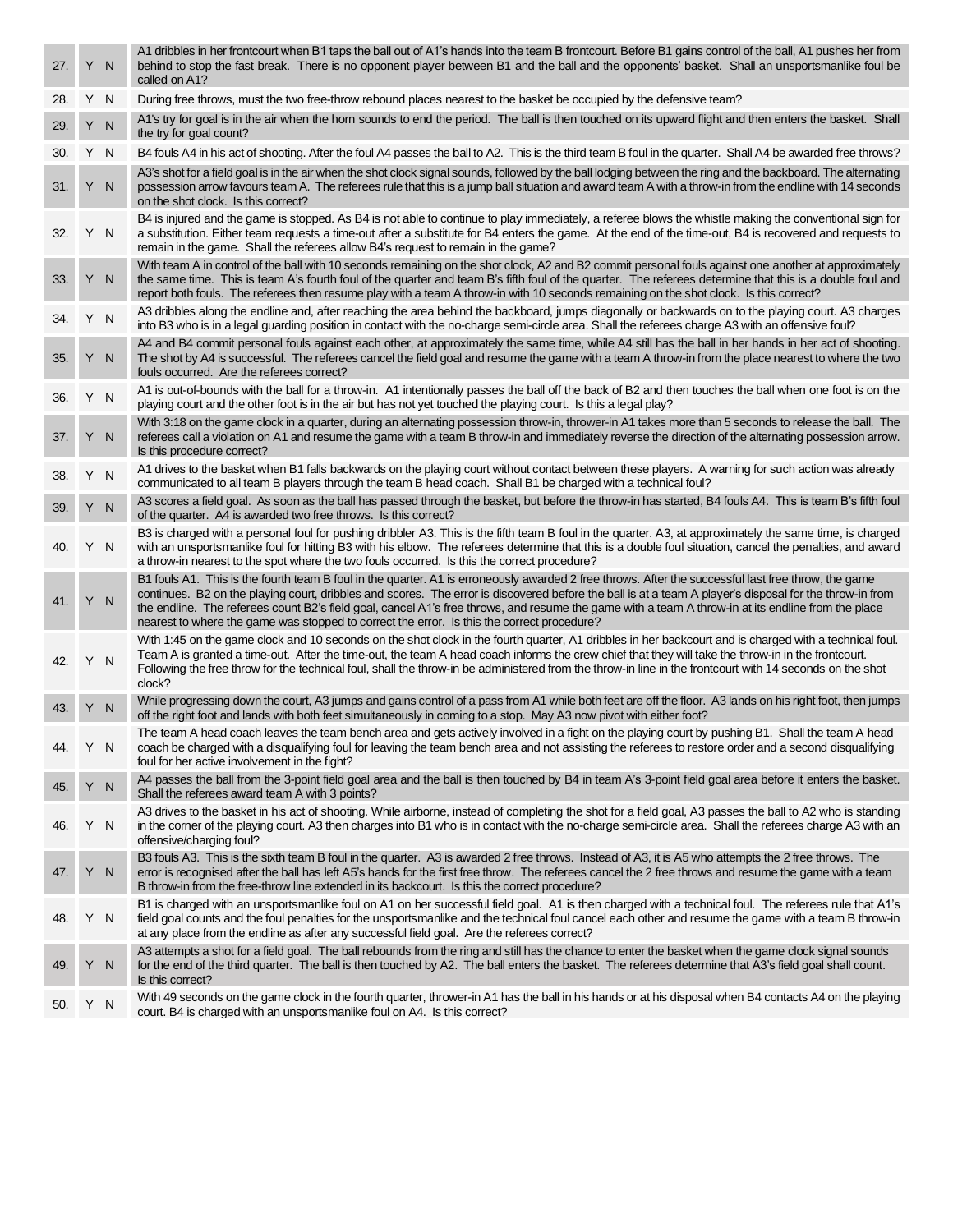| | | |
|---|---|---|
| 27. | Y N | A1 dribbles in her frontcourt when B1 taps the ball out of A1's hands into the team B frontcourt. Before B1 gains control of the ball, A1 pushes her from behind to stop the fast break. There is no opponent player between B1 and the ball and the opponents' basket. Shall an unsportsmanlike foul be called on A1? |
| 28. | Y N | During free throws, must the two free-throw rebound places nearest to the basket be occupied by the defensive team? |
| 29. | Y N | A1's try for goal is in the air when the horn sounds to end the period. The ball is then touched on its upward flight and then enters the basket. Shall the try for goal count? |
| 30. | Y N | B4 fouls A4 in his act of shooting. After the foul A4 passes the ball to A2. This is the third team B foul in the quarter. Shall A4 be awarded free throws? |
| 31. | Y N | A3's shot for a field goal is in the air when the shot clock signal sounds, followed by the ball lodging between the ring and the backboard. The alternating possession arrow favours team A. The referees rule that this is a jump ball situation and award team A with a throw-in from the endline with 14 seconds on the shot clock. Is this correct? |
| 32. | Y N | B4 is injured and the game is stopped. As B4 is not able to continue to play immediately, a referee blows the whistle making the conventional sign for a substitution. Either team requests a time-out after a substitute for B4 enters the game. At the end of the time-out, B4 is recovered and requests to remain in the game. Shall the referees allow B4's request to remain in the game? |
| 33. | Y N | With team A in control of the ball with 10 seconds remaining on the shot clock, A2 and B2 commit personal fouls against one another at approximately the same time. This is team A's fourth foul of the quarter and team B's fifth foul of the quarter. The referees determine that this is a double foul and report both fouls. The referees then resume play with a team A throw-in with 10 seconds remaining on the shot clock. Is this correct? |
| 34. | Y N | A3 dribbles along the endline and, after reaching the area behind the backboard, jumps diagonally or backwards on to the playing court. A3 charges into B3 who is in a legal guarding position in contact with the no-charge semi-circle area. Shall the referees charge A3 with an offensive foul? |
| 35. | Y N | A4 and B4 commit personal fouls against each other, at approximately the same time, while A4 still has the ball in her hands in her act of shooting. The shot by A4 is successful. The referees cancel the field goal and resume the game with a team A throw-in from the place nearest to where the two fouls occurred. Are the referees correct? |
| 36. | Y N | A1 is out-of-bounds with the ball for a throw-in. A1 intentionally passes the ball off the back of B2 and then touches the ball when one foot is on the playing court and the other foot is in the air but has not yet touched the playing court. Is this a legal play? |
| 37. | Y N | With 3:18 on the game clock in a quarter, during an alternating possession throw-in, thrower-in A1 takes more than 5 seconds to release the ball. The referees call a violation on A1 and resume the game with a team B throw-in and immediately reverse the direction of the alternating possession arrow. Is this procedure correct? |
| 38. | Y N | A1 drives to the basket when B1 falls backwards on the playing court without contact between these players. A warning for such action was already communicated to all team B players through the team B head coach. Shall B1 be charged with a technical foul? |
| 39. | Y N | A3 scores a field goal. As soon as the ball has passed through the basket, but before the throw-in has started, B4 fouls A4. This is team B's fifth foul of the quarter. A4 is awarded two free throws. Is this correct? |
| 40. | Y N | B3 is charged with a personal foul for pushing dribbler A3. This is the fifth team B foul in the quarter. A3, at approximately the same time, is charged with an unsportsmanlike foul for hitting B3 with his elbow. The referees determine that this is a double foul situation, cancel the penalties, and award a throw-in nearest to the spot where the two fouls occurred. Is this the correct procedure? |
| 41. | Y N | B1 fouls A1. This is the fourth team B foul in the quarter. A1 is erroneously awarded 2 free throws. After the successful last free throw, the game continues. B2 on the playing court, dribbles and scores. The error is discovered before the ball is at a team A player's disposal for the throw-in from the endline. The referees count B2's field goal, cancel A1's free throws, and resume the game with a team A throw-in at its endline from the place nearest to where the game was stopped to correct the error. Is this the correct procedure? |
| 42. | Y N | With 1:45 on the game clock and 10 seconds on the shot clock in the fourth quarter, A1 dribbles in her backcourt and is charged with a technical foul. Team A is granted a time-out. After the time-out, the team A head coach informs the crew chief that they will take the throw-in in the frontcourt. Following the free throw for the technical foul, shall the throw-in be administered from the throw-in line in the frontcourt with 14 seconds on the shot clock? |
| 43. | Y N | While progressing down the court, A3 jumps and gains control of a pass from A1 while both feet are off the floor. A3 lands on his right foot, then jumps off the right foot and lands with both feet simultaneously in coming to a stop. May A3 now pivot with either foot? |
| 44. | Y N | The team A head coach leaves the team bench area and gets actively involved in a fight on the playing court by pushing B1. Shall the team A head coach be charged with a disqualifying foul for leaving the team bench area and not assisting the referees to restore order and a second disqualifying foul for her active involvement in the fight? |
| 45. | Y N | A4 passes the ball from the 3-point field goal area and the ball is then touched by B4 in team A's 3-point field goal area before it enters the basket. Shall the referees award team A with 3 points? |
| 46. | Y N | A3 drives to the basket in his act of shooting. While airborne, instead of completing the shot for a field goal, A3 passes the ball to A2 who is standing in the corner of the playing court. A3 then charges into B1 who is in contact with the no-charge semi-circle area. Shall the referees charge A3 with an offensive/charging foul? |
| 47. | Y N | B3 fouls A3. This is the sixth team B foul in the quarter. A3 is awarded 2 free throws. Instead of A3, it is A5 who attempts the 2 free throws. The error is recognised after the ball has left A5's hands for the first free throw. The referees cancel the 2 free throws and resume the game with a team B throw-in from the free-throw line extended in its backcourt. Is this the correct procedure? |
| 48. | Y N | B1 is charged with an unsportsmanlike foul on A1 on her successful field goal. A1 is then charged with a technical foul. The referees rule that A1's field goal counts and the foul penalties for the unsportsmanlike and the technical foul cancel each other and resume the game with a team B throw-in at any place from the endline as after any successful field goal. Are the referees correct? |
| 49. | Y N | A3 attempts a shot for a field goal. The ball rebounds from the ring and still has the chance to enter the basket when the game clock signal sounds for the end of the third quarter. The ball is then touched by A2. The ball enters the basket. The referees determine that A3's field goal shall count. Is this correct? |
| 50. | Y N | With 49 seconds on the game clock in the fourth quarter, thrower-in A1 has the ball in his hands or at his disposal when B4 contacts A4 on the playing court. B4 is charged with an unsportsmanlike foul on A4. Is this correct? |